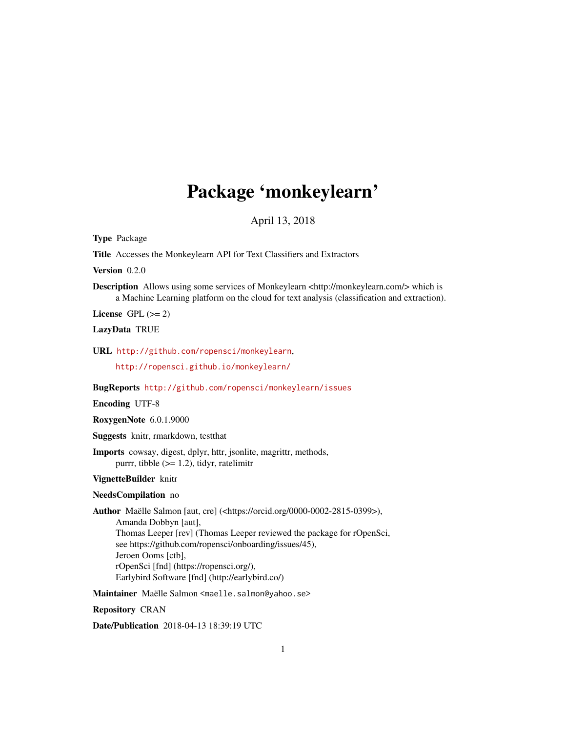# Package 'monkeylearn'

April 13, 2018

**Type** Package

**Title** Accesses the Monkeylearn API for Text Classifiers and Extractors

**Version** 0.2.0

**Description** Allows using some services of Monkeylearn <http://monkeylearn.com/> which is a Machine Learning platform on the cloud for text analysis (classification and extraction).

**License** GPL (>= 2)

**LazyData** TRUE

**URL** http://github.com/ropensci/monkeylearn, http://ropensci.github.io/monkeylearn/

**BugReports** http://github.com/ropensci/monkeylearn/issues

**Encoding** UTF-8

**RoxygenNote** 6.0.1.9000

**Suggests** knitr, rmarkdown, testthat

**Imports** cowsay, digest, dplyr, httr, jsonlite, magrittr, methods, purrr, tibble (>= 1.2), tidyr, ratelimitr

**VignetteBuilder** knitr

**NeedsCompilation** no

**Author** Maëlle Salmon [aut, cre] (<https://orcid.org/0000-0002-2815-0399>), Amanda Dobbyn [aut], Thomas Leeper [rev] (Thomas Leeper reviewed the package for rOpenSci, see https://github.com/ropensci/onboarding/issues/45), Jeroen Ooms [ctb], rOpenSci [fnd] (https://ropensci.org/), Earlybird Software [fnd] (http://earlybird.co/)

**Maintainer** Maëlle Salmon <maelle.salmon@yahoo.se>

**Repository** CRAN

**Date/Publication** 2018-04-13 18:39:19 UTC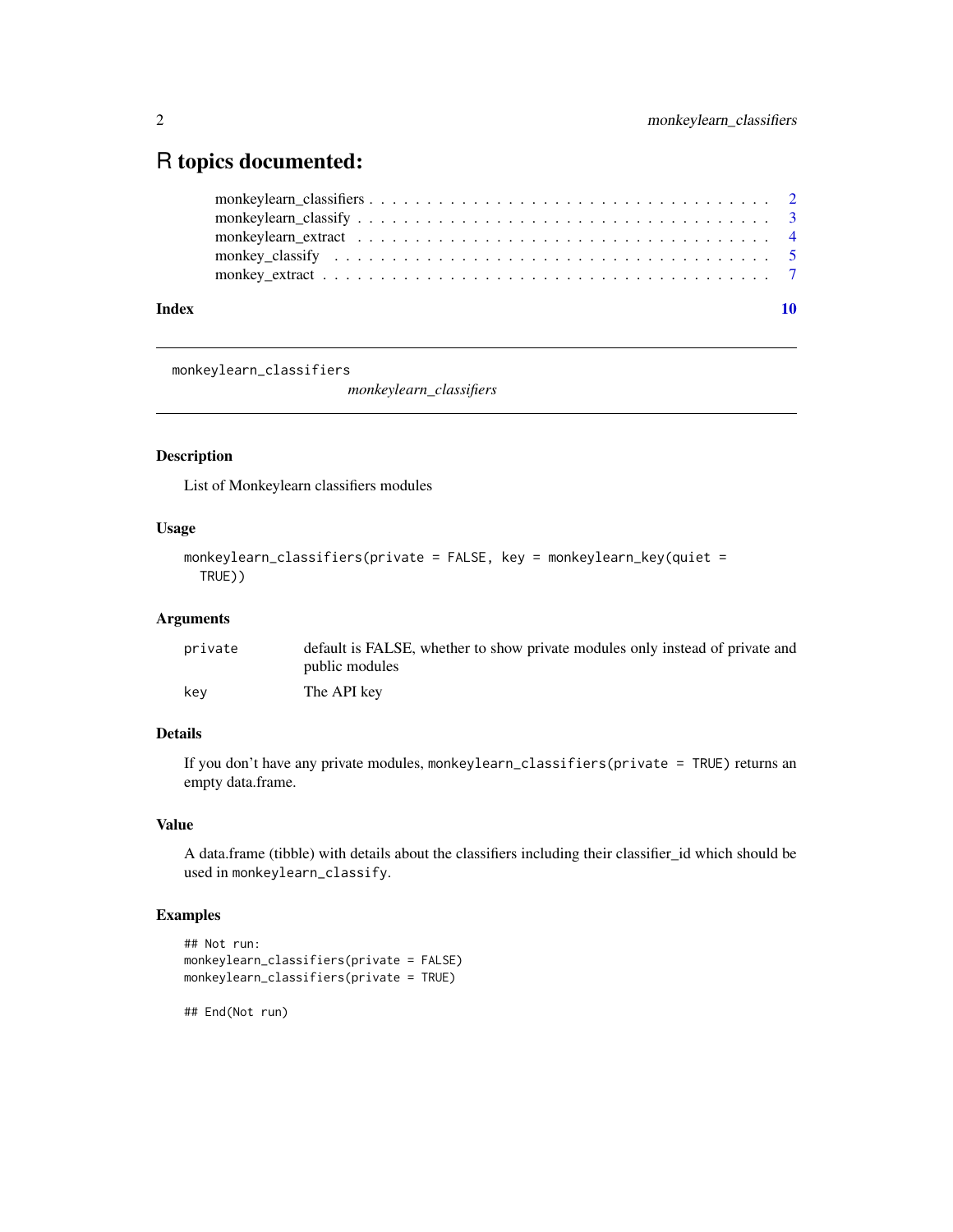# R topics documented:

monkeylearn_classifiers . . . . . . . . . . . . . . . . . . . . . . . . . . . . . . . . . 2
monkeylearn_classify . . . . . . . . . . . . . . . . . . . . . . . . . . . . . . . . . . 3
monkeylearn_extract . . . . . . . . . . . . . . . . . . . . . . . . . . . . . . . . . . . 4
monkey_classify . . . . . . . . . . . . . . . . . . . . . . . . . . . . . . . . . . . . . 5
monkey_extract . . . . . . . . . . . . . . . . . . . . . . . . . . . . . . . . . . . . . . 7

**Index** **10**

---

## monkeylearn_classifiers

*monkeylearn_classifiers*

---

### Description

List of Monkeylearn classifiers modules

### Usage

```
monkeylearn_classifiers(private = FALSE, key = monkeylearn_key(quiet =
  TRUE))
```

### Arguments

| | |
|---|---|
| private | default is FALSE, whether to show private modules only instead of private and public modules |
| key | The API key |

### Details

If you don't have any private modules, `monkeylearn_classifiers(private = TRUE)` returns an empty data.frame.

### Value

A data.frame (tibble) with details about the classifiers including their classifier_id which should be used in `monkeylearn_classify`.

### Examples

```
## Not run:
monkeylearn_classifiers(private = FALSE)
monkeylearn_classifiers(private = TRUE)

## End(Not run)
```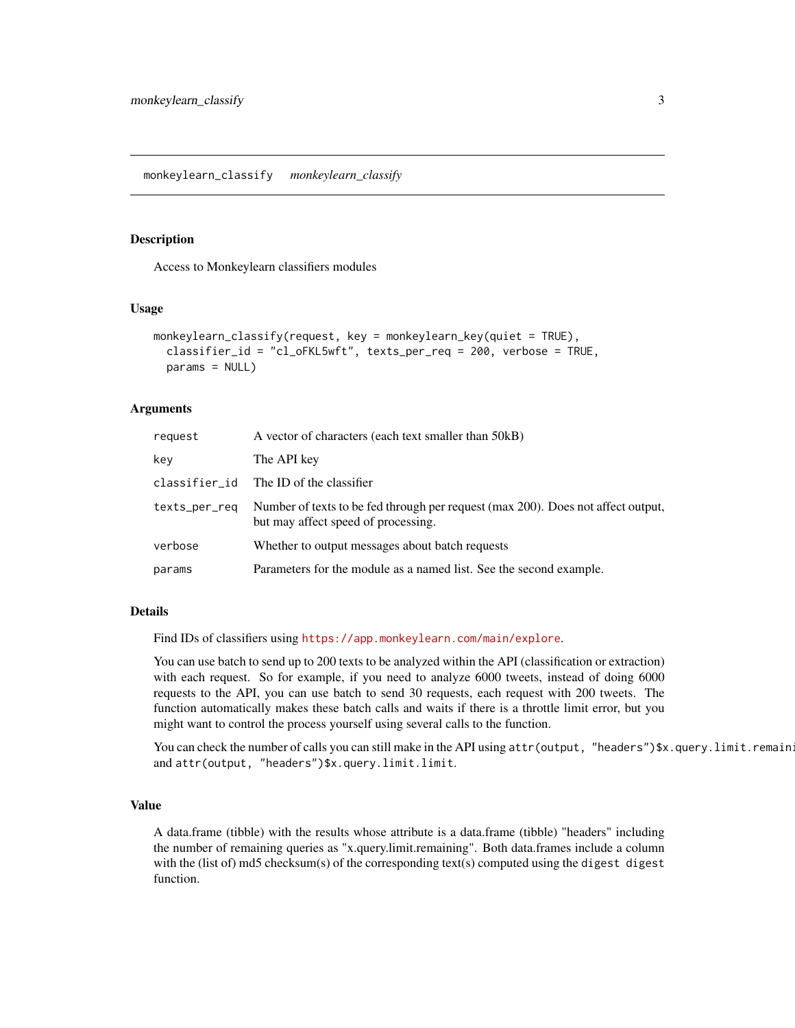monkeylearn_classify    *monkeylearn_classify*

## Description

Access to Monkeylearn classifiers modules

## Usage

```
monkeylearn_classify(request, key = monkeylearn_key(quiet = TRUE),
  classifier_id = "cl_oFKL5wft", texts_per_req = 200, verbose = TRUE,
  params = NULL)
```

## Arguments

| | |
|---|---|
| request | A vector of characters (each text smaller than 50kB) |
| key | The API key |
| classifier_id | The ID of the classifier |
| texts_per_req | Number of texts to be fed through per request (max 200). Does not affect output, but may affect speed of processing. |
| verbose | Whether to output messages about batch requests |
| params | Parameters for the module as a named list. See the second example. |

## Details

Find IDs of classifiers using https://app.monkeylearn.com/main/explore.

You can use batch to send up to 200 texts to be analyzed within the API (classification or extraction) with each request. So for example, if you need to analyze 6000 tweets, instead of doing 6000 requests to the API, you can use batch to send 30 requests, each request with 200 tweets. The function automatically makes these batch calls and waits if there is a throttle limit error, but you might want to control the process yourself using several calls to the function.

You can check the number of calls you can still make in the API using `attr(output, "headers")$x.query.limit.remaini` and `attr(output, "headers")$x.query.limit.limit`.

## Value

A data.frame (tibble) with the results whose attribute is a data.frame (tibble) "headers" including the number of remaining queries as "x.query.limit.remaining". Both data.frames include a column with the (list of) md5 checksum(s) of the corresponding text(s) computed using the `digest digest` function.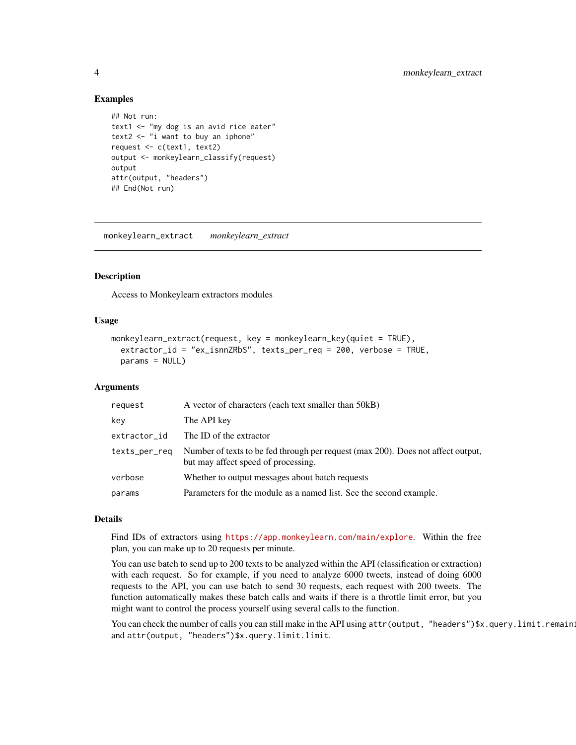### Examples

```
## Not run:
text1 <- "my dog is an avid rice eater"
text2 <- "i want to buy an iphone"
request <- c(text1, text2)
output <- monkeylearn_classify(request)
output
attr(output, "headers")
## End(Not run)
```

---

## monkeylearn_extract    *monkeylearn_extract*

---

### Description

Access to Monkeylearn extractors modules

### Usage

```
monkeylearn_extract(request, key = monkeylearn_key(quiet = TRUE),
  extractor_id = "ex_isnnZRbS", texts_per_req = 200, verbose = TRUE,
  params = NULL)
```

### Arguments

| | |
|---|---|
| `request` | A vector of characters (each text smaller than 50kB) |
| `key` | The API key |
| `extractor_id` | The ID of the extractor |
| `texts_per_req` | Number of texts to be fed through per request (max 200). Does not affect output, but may affect speed of processing. |
| `verbose` | Whether to output messages about batch requests |
| `params` | Parameters for the module as a named list. See the second example. |

### Details

Find IDs of extractors using https://app.monkeylearn.com/main/explore. Within the free plan, you can make up to 20 requests per minute.

You can use batch to send up to 200 texts to be analyzed within the API (classification or extraction) with each request. So for example, if you need to analyze 6000 tweets, instead of doing 6000 requests to the API, you can use batch to send 30 requests, each request with 200 tweets. The function automatically makes these batch calls and waits if there is a throttle limit error, but you might want to control the process yourself using several calls to the function.

You can check the number of calls you can still make in the API using `attr(output, "headers")$x.query.limit.remaini` and `attr(output, "headers")$x.query.limit.limit`.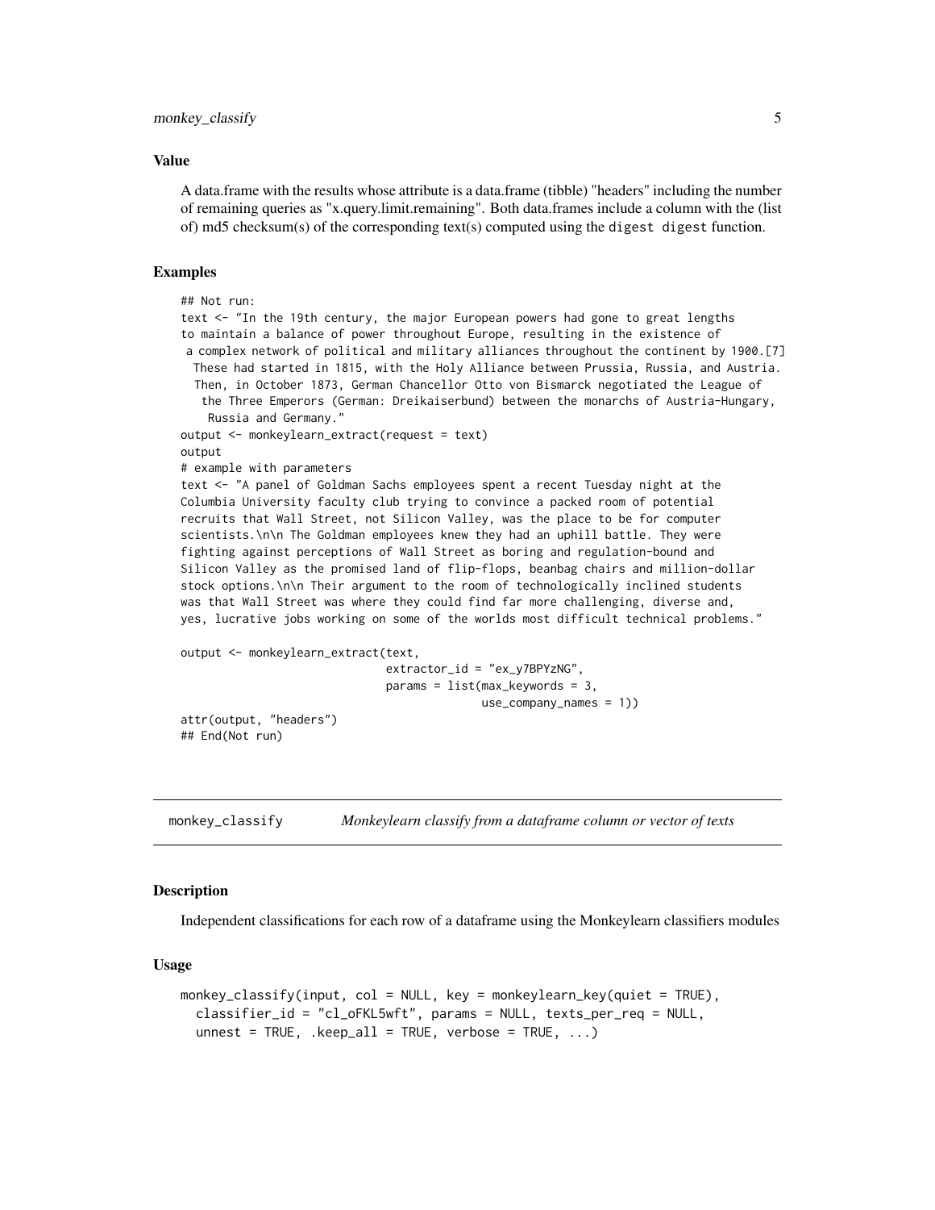### Value

A data.frame with the results whose attribute is a data.frame (tibble) "headers" including the number of remaining queries as "x.query.limit.remaining". Both data.frames include a column with the (list of) md5 checksum(s) of the corresponding text(s) computed using the `digest digest` function.

### Examples

```
## Not run:
text <- "In the 19th century, the major European powers had gone to great lengths
to maintain a balance of power throughout Europe, resulting in the existence of
 a complex network of political and military alliances throughout the continent by 1900.[7]
  These had started in 1815, with the Holy Alliance between Prussia, Russia, and Austria.
  Then, in October 1873, German Chancellor Otto von Bismarck negotiated the League of
   the Three Emperors (German: Dreikaiserbund) between the monarchs of Austria-Hungary,
    Russia and Germany."
output <- monkeylearn_extract(request = text)
output
# example with parameters
text <- "A panel of Goldman Sachs employees spent a recent Tuesday night at the
Columbia University faculty club trying to convince a packed room of potential
recruits that Wall Street, not Silicon Valley, was the place to be for computer
scientists.\n\n The Goldman employees knew they had an uphill battle. They were
fighting against perceptions of Wall Street as boring and regulation-bound and
Silicon Valley as the promised land of flip-flops, beanbag chairs and million-dollar
stock options.\n\n Their argument to the room of technologically inclined students
was that Wall Street was where they could find far more challenging, diverse and,
yes, lucrative jobs working on some of the worlds most difficult technical problems."

output <- monkeylearn_extract(text,
                              extractor_id = "ex_y7BPYzNG",
                              params = list(max_keywords = 3,
                                            use_company_names = 1))
attr(output, "headers")
## End(Not run)
```

---

## monkey_classify — *Monkeylearn classify from a dataframe column or vector of texts*

### Description

Independent classifications for each row of a dataframe using the Monkeylearn classifiers modules

### Usage

```
monkey_classify(input, col = NULL, key = monkeylearn_key(quiet = TRUE),
  classifier_id = "cl_oFKL5wft", params = NULL, texts_per_req = NULL,
  unnest = TRUE, .keep_all = TRUE, verbose = TRUE, ...)
```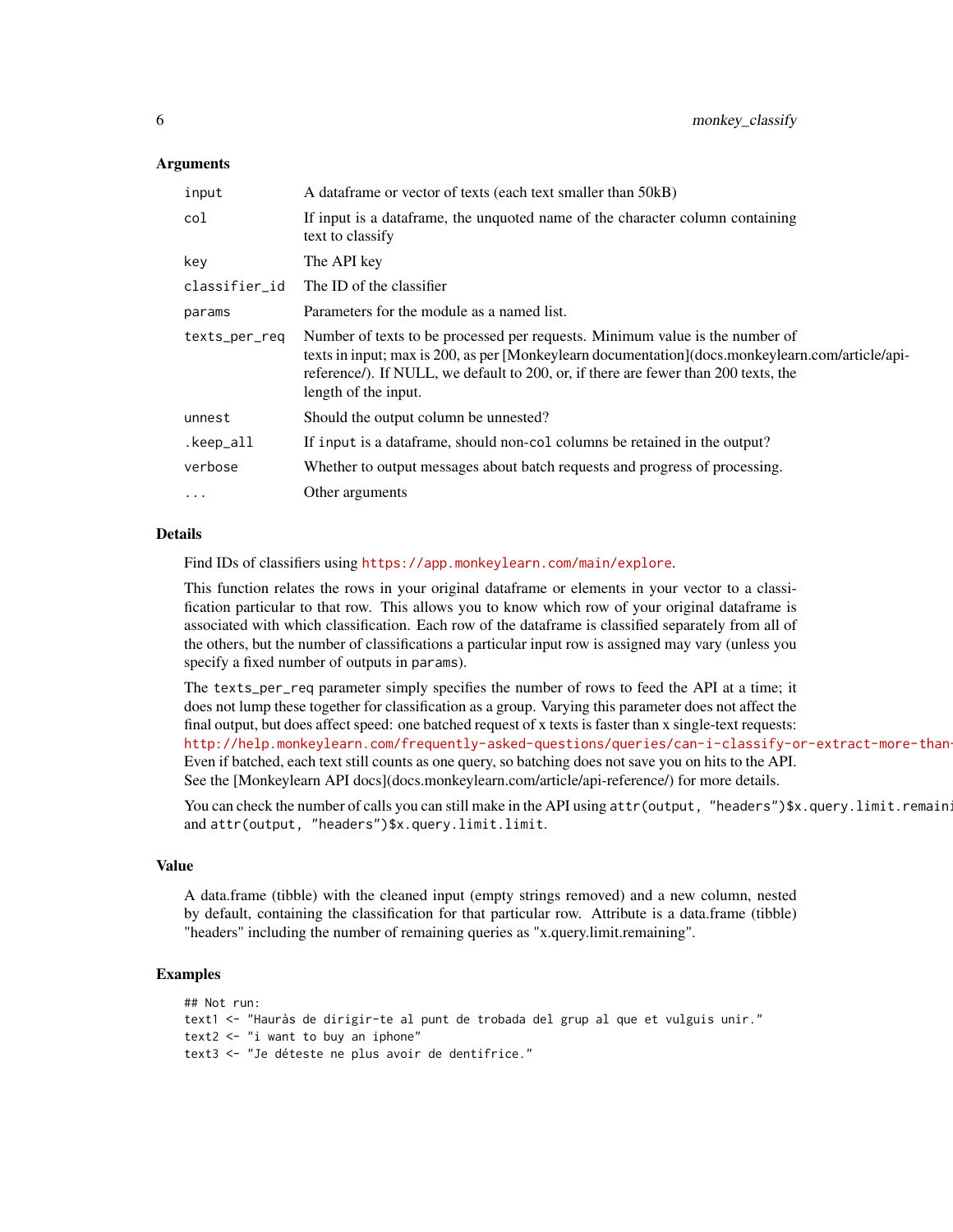### Arguments

| | |
|---|---|
| `input` | A dataframe or vector of texts (each text smaller than 50kB) |
| `col` | If input is a dataframe, the unquoted name of the character column containing text to classify |
| `key` | The API key |
| `classifier_id` | The ID of the classifier |
| `params` | Parameters for the module as a named list. |
| `texts_per_req` | Number of texts to be processed per requests. Minimum value is the number of texts in input; max is 200, as per [Monkeylearn documentation](docs.monkeylearn.com/article/api-reference/). If NULL, we default to 200, or, if there are fewer than 200 texts, the length of the input. |
| `unnest` | Should the output column be unnested? |
| `.keep_all` | If `input` is a dataframe, should non-`col` columns be retained in the output? |
| `verbose` | Whether to output messages about batch requests and progress of processing. |
| `...` | Other arguments |

### Details

Find IDs of classifiers using https://app.monkeylearn.com/main/explore.

This function relates the rows in your original dataframe or elements in your vector to a classification particular to that row. This allows you to know which row of your original dataframe is associated with which classification. Each row of the dataframe is classified separately from all of the others, but the number of classifications a particular input row is assigned may vary (unless you specify a fixed number of outputs in `params`).

The `texts_per_req` parameter simply specifies the number of rows to feed the API at a time; it does not lump these together for classification as a group. Varying this parameter does not affect the final output, but does affect speed: one batched request of x texts is faster than x single-text requests: http://help.monkeylearn.com/frequently-asked-questions/queries/can-i-classify-or-extract-more-than- Even if batched, each text still counts as one query, so batching does not save you on hits to the API. See the [Monkeylearn API docs](docs.monkeylearn.com/article/api-reference/) for more details.

You can check the number of calls you can still make in the API using `attr(output, "headers")$x.query.limit.remaini` and `attr(output, "headers")$x.query.limit.limit`.

### Value

A data.frame (tibble) with the cleaned input (empty strings removed) and a new column, nested by default, containing the classification for that particular row. Attribute is a data.frame (tibble) "headers" including the number of remaining queries as "x.query.limit.remaining".

### Examples

```
## Not run:
text1 <- "Hauràs de dirigir-te al punt de trobada del grup al que et vulguis unir."
text2 <- "i want to buy an iphone"
text3 <- "Je déteste ne plus avoir de dentifrice."
```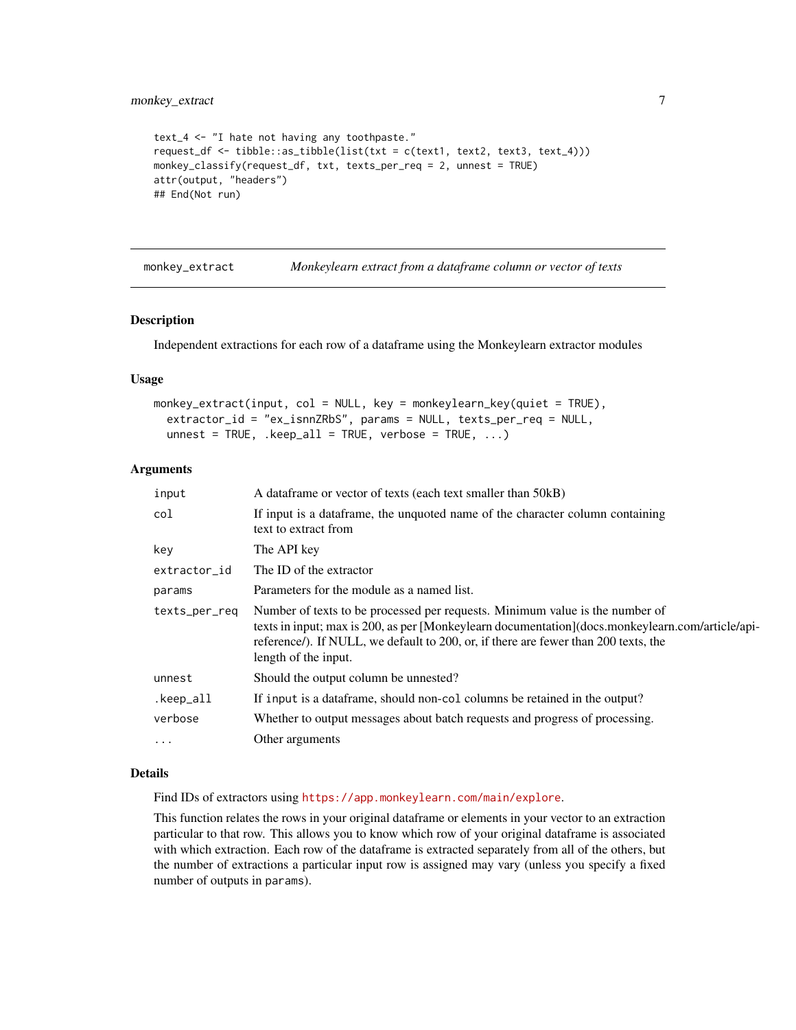```
text_4 <- "I hate not having any toothpaste."
request_df <- tibble::as_tibble(list(txt = c(text1, text2, text3, text_4)))
monkey_classify(request_df, txt, texts_per_req = 2, unnest = TRUE)
attr(output, "headers")
## End(Not run)
```

---

## monkey_extract — *Monkeylearn extract from a dataframe column or vector of texts*

---

### Description

Independent extractions for each row of a dataframe using the Monkeylearn extractor modules

### Usage

```
monkey_extract(input, col = NULL, key = monkeylearn_key(quiet = TRUE),
  extractor_id = "ex_isnnZRbS", params = NULL, texts_per_req = NULL,
  unnest = TRUE, .keep_all = TRUE, verbose = TRUE, ...)
```

### Arguments

| Argument | Description |
|---|---|
| `input` | A dataframe or vector of texts (each text smaller than 50kB) |
| `col` | If input is a dataframe, the unquoted name of the character column containing text to extract from |
| `key` | The API key |
| `extractor_id` | The ID of the extractor |
| `params` | Parameters for the module as a named list. |
| `texts_per_req` | Number of texts to be processed per requests. Minimum value is the number of texts in input; max is 200, as per [Monkeylearn documentation](docs.monkeylearn.com/article/api-reference/). If NULL, we default to 200, or, if there are fewer than 200 texts, the length of the input. |
| `unnest` | Should the output column be unnested? |
| `.keep_all` | If `input` is a dataframe, should non-`col` columns be retained in the output? |
| `verbose` | Whether to output messages about batch requests and progress of processing. |
| `...` | Other arguments |

### Details

Find IDs of extractors using https://app.monkeylearn.com/main/explore.

This function relates the rows in your original dataframe or elements in your vector to an extraction particular to that row. This allows you to know which row of your original dataframe is associated with which extraction. Each row of the dataframe is extracted separately from all of the others, but the number of extractions a particular input row is assigned may vary (unless you specify a fixed number of outputs in `params`).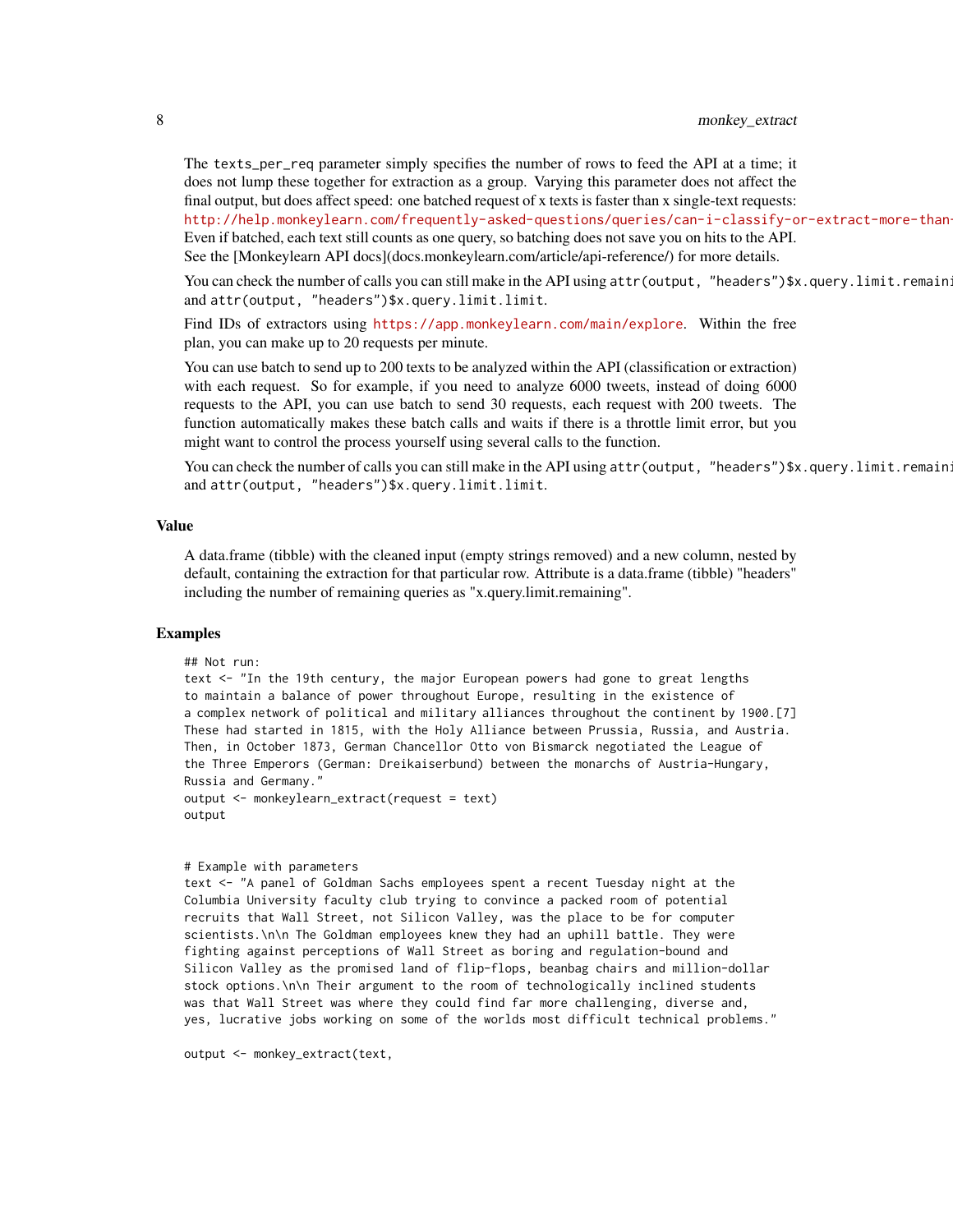The texts_per_req parameter simply specifies the number of rows to feed the API at a time; it does not lump these together for extraction as a group. Varying this parameter does not affect the final output, but does affect speed: one batched request of x texts is faster than x single-text requests: http://help.monkeylearn.com/frequently-asked-questions/queries/can-i-classify-or-extract-more-than- Even if batched, each text still counts as one query, so batching does not save you on hits to the API. See the [Monkeylearn API docs](docs.monkeylearn.com/article/api-reference/) for more details.

You can check the number of calls you can still make in the API using `attr(output, "headers")$x.query.limit.remaini` and `attr(output, "headers")$x.query.limit.limit`.

Find IDs of extractors using https://app.monkeylearn.com/main/explore. Within the free plan, you can make up to 20 requests per minute.

You can use batch to send up to 200 texts to be analyzed within the API (classification or extraction) with each request. So for example, if you need to analyze 6000 tweets, instead of doing 6000 requests to the API, you can use batch to send 30 requests, each request with 200 tweets. The function automatically makes these batch calls and waits if there is a throttle limit error, but you might want to control the process yourself using several calls to the function.

You can check the number of calls you can still make in the API using `attr(output, "headers")$x.query.limit.remaini` and `attr(output, "headers")$x.query.limit.limit`.

## Value

A data.frame (tibble) with the cleaned input (empty strings removed) and a new column, nested by default, containing the extraction for that particular row. Attribute is a data.frame (tibble) "headers" including the number of remaining queries as "x.query.limit.remaining".

## Examples

```
## Not run:
text <- "In the 19th century, the major European powers had gone to great lengths
to maintain a balance of power throughout Europe, resulting in the existence of
a complex network of political and military alliances throughout the continent by 1900.[7]
These had started in 1815, with the Holy Alliance between Prussia, Russia, and Austria.
Then, in October 1873, German Chancellor Otto von Bismarck negotiated the League of
the Three Emperors (German: Dreikaiserbund) between the monarchs of Austria-Hungary,
Russia and Germany."
output <- monkeylearn_extract(request = text)
output


# Example with parameters
text <- "A panel of Goldman Sachs employees spent a recent Tuesday night at the
Columbia University faculty club trying to convince a packed room of potential
recruits that Wall Street, not Silicon Valley, was the place to be for computer
scientists.\n\n The Goldman employees knew they had an uphill battle. They were
fighting against perceptions of Wall Street as boring and regulation-bound and
Silicon Valley as the promised land of flip-flops, beanbag chairs and million-dollar
stock options.\n\n Their argument to the room of technologically inclined students
was that Wall Street was where they could find far more challenging, diverse and,
yes, lucrative jobs working on some of the worlds most difficult technical problems."

output <- monkey_extract(text,
```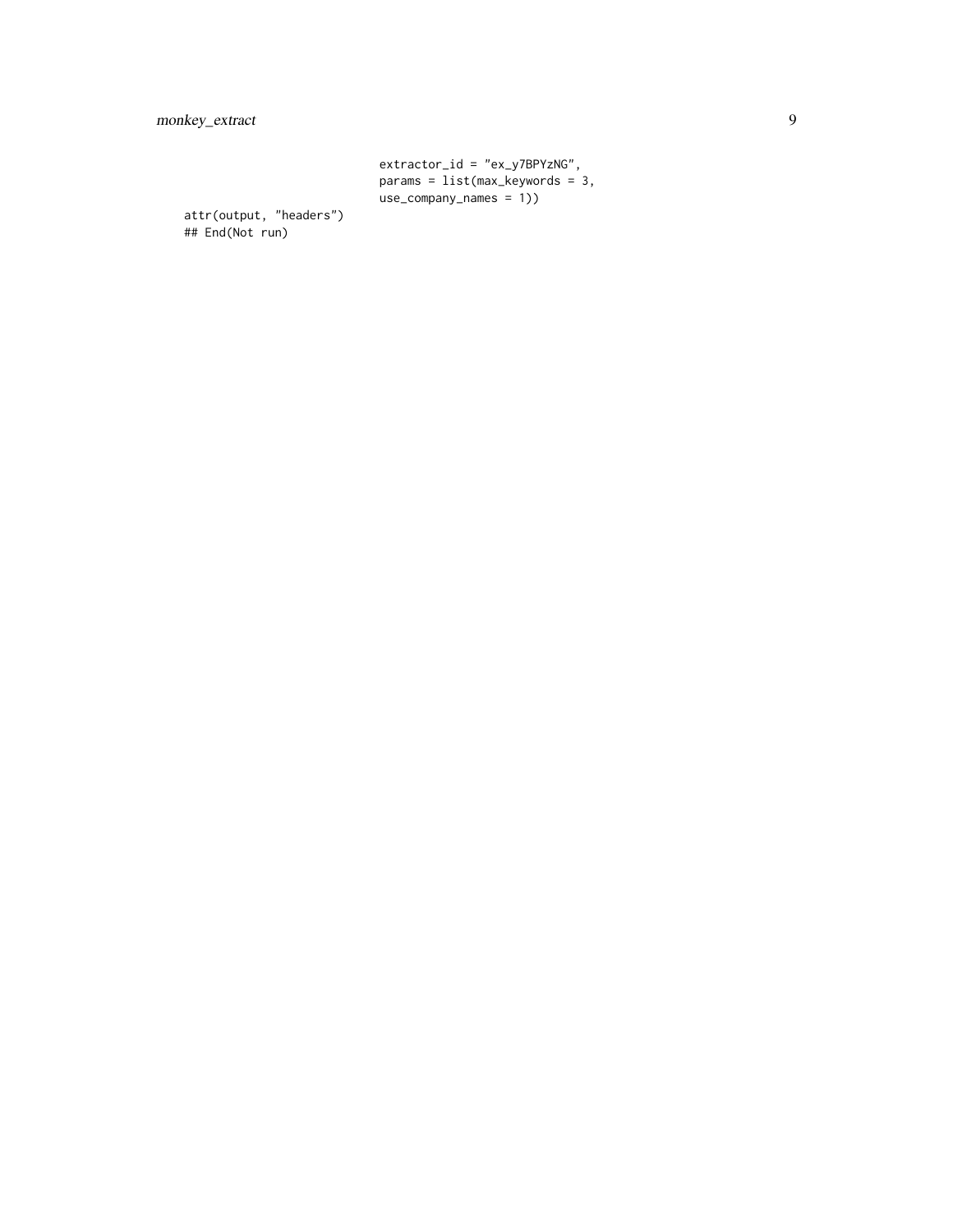```
                              extractor_id = "ex_y7BPYzNG",
                              params = list(max_keywords = 3,
                              use_company_names = 1))
attr(output, "headers")
## End(Not run)
```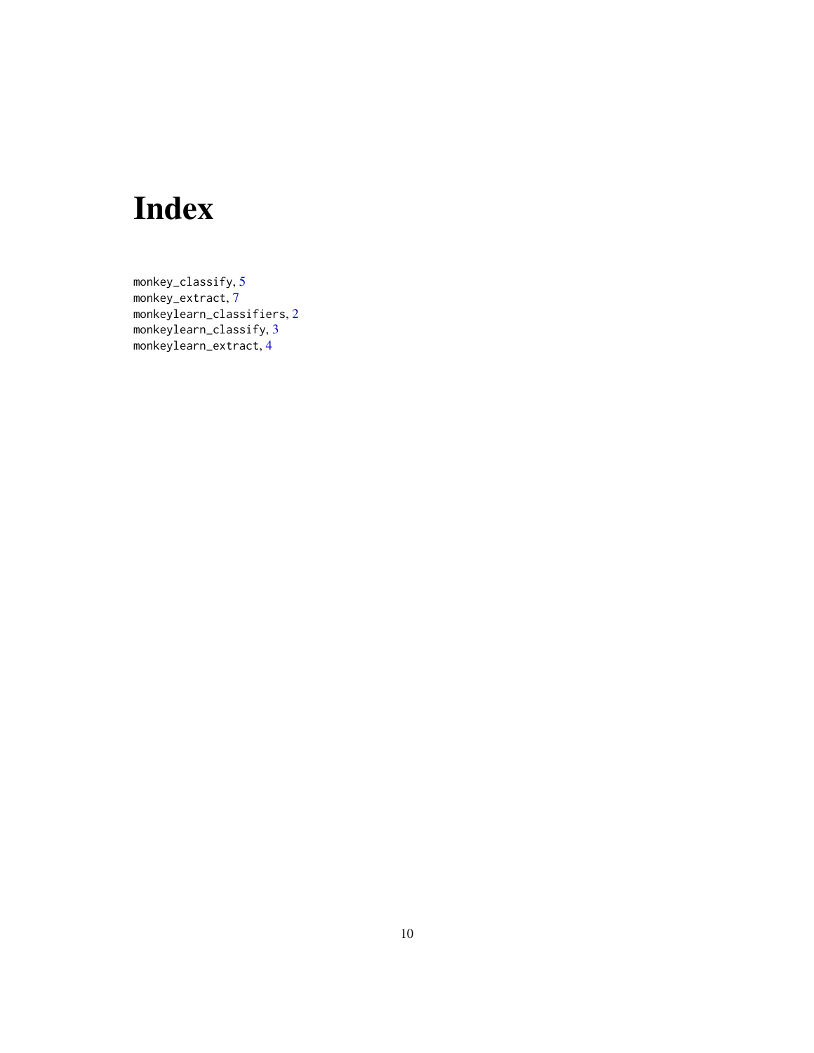# Index

monkey_classify, 5
monkey_extract, 7
monkeylearn_classifiers, 2
monkeylearn_classify, 3
monkeylearn_extract, 4